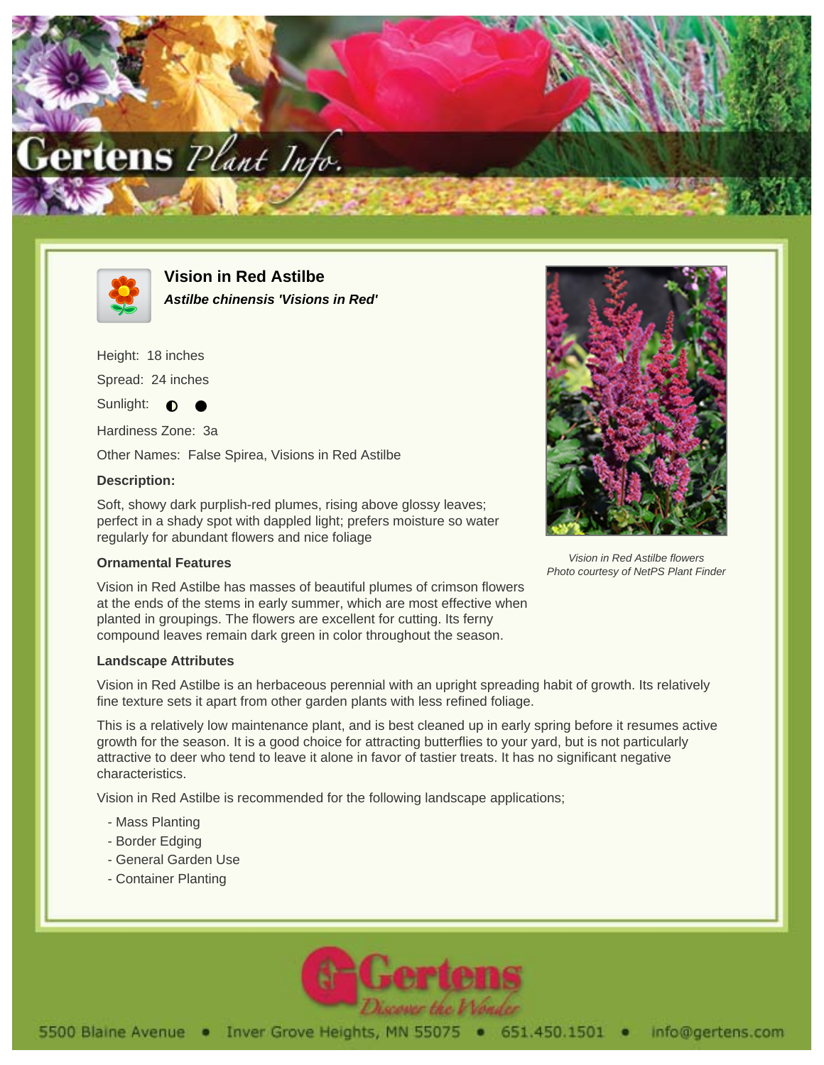# Vision in Red Astilbe

***Astilbe chinensis 'Visions in Red'***

Height: 18 inches

Spread: 24 inches

Sunlight: ◐ ●

Hardiness Zone: 3a

Other Names: False Spirea, Visions in Red Astilbe

**Description:**

Soft, showy dark purplish-red plumes, rising above glossy leaves; perfect in a shady spot with dappled light; prefers moisture so water regularly for abundant flowers and nice foliage

*Vision in Red Astilbe flowers*
*Photo courtesy of NetPS Plant Finder*

### Ornamental Features

Vision in Red Astilbe has masses of beautiful plumes of crimson flowers at the ends of the stems in early summer, which are most effective when planted in groupings. The flowers are excellent for cutting. Its ferny compound leaves remain dark green in color throughout the season.

### Landscape Attributes

Vision in Red Astilbe is an herbaceous perennial with an upright spreading habit of growth. Its relatively fine texture sets it apart from other garden plants with less refined foliage.

This is a relatively low maintenance plant, and is best cleaned up in early spring before it resumes active growth for the season. It is a good choice for attracting butterflies to your yard, but is not particularly attractive to deer who tend to leave it alone in favor of tastier treats. It has no significant negative characteristics.

Vision in Red Astilbe is recommended for the following landscape applications;

- Mass Planting
- Border Edging
- General Garden Use
- Container Planting

5500 Blaine Avenue • Inver Grove Heights, MN 55075 • 651.450.1501 • info@gertens.com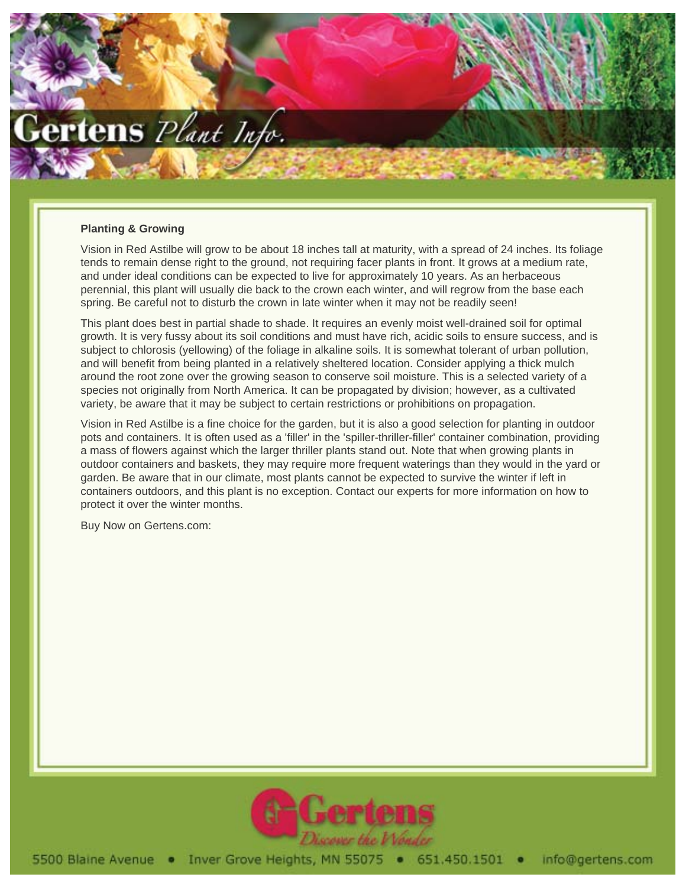## Planting & Growing

Vision in Red Astilbe will grow to be about 18 inches tall at maturity, with a spread of 24 inches. Its foliage tends to remain dense right to the ground, not requiring facer plants in front. It grows at a medium rate, and under ideal conditions can be expected to live for approximately 10 years. As an herbaceous perennial, this plant will usually die back to the crown each winter, and will regrow from the base each spring. Be careful not to disturb the crown in late winter when it may not be readily seen!

This plant does best in partial shade to shade. It requires an evenly moist well-drained soil for optimal growth. It is very fussy about its soil conditions and must have rich, acidic soils to ensure success, and is subject to chlorosis (yellowing) of the foliage in alkaline soils. It is somewhat tolerant of urban pollution, and will benefit from being planted in a relatively sheltered location. Consider applying a thick mulch around the root zone over the growing season to conserve soil moisture. This is a selected variety of a species not originally from North America. It can be propagated by division; however, as a cultivated variety, be aware that it may be subject to certain restrictions or prohibitions on propagation.

Vision in Red Astilbe is a fine choice for the garden, but it is also a good selection for planting in outdoor pots and containers. It is often used as a 'filler' in the 'spiller-thriller-filler' container combination, providing a mass of flowers against which the larger thriller plants stand out. Note that when growing plants in outdoor containers and baskets, they may require more frequent waterings than they would in the yard or garden. Be aware that in our climate, most plants cannot be expected to survive the winter if left in containers outdoors, and this plant is no exception. Contact our experts for more information on how to protect it over the winter months.

Buy Now on Gertens.com: